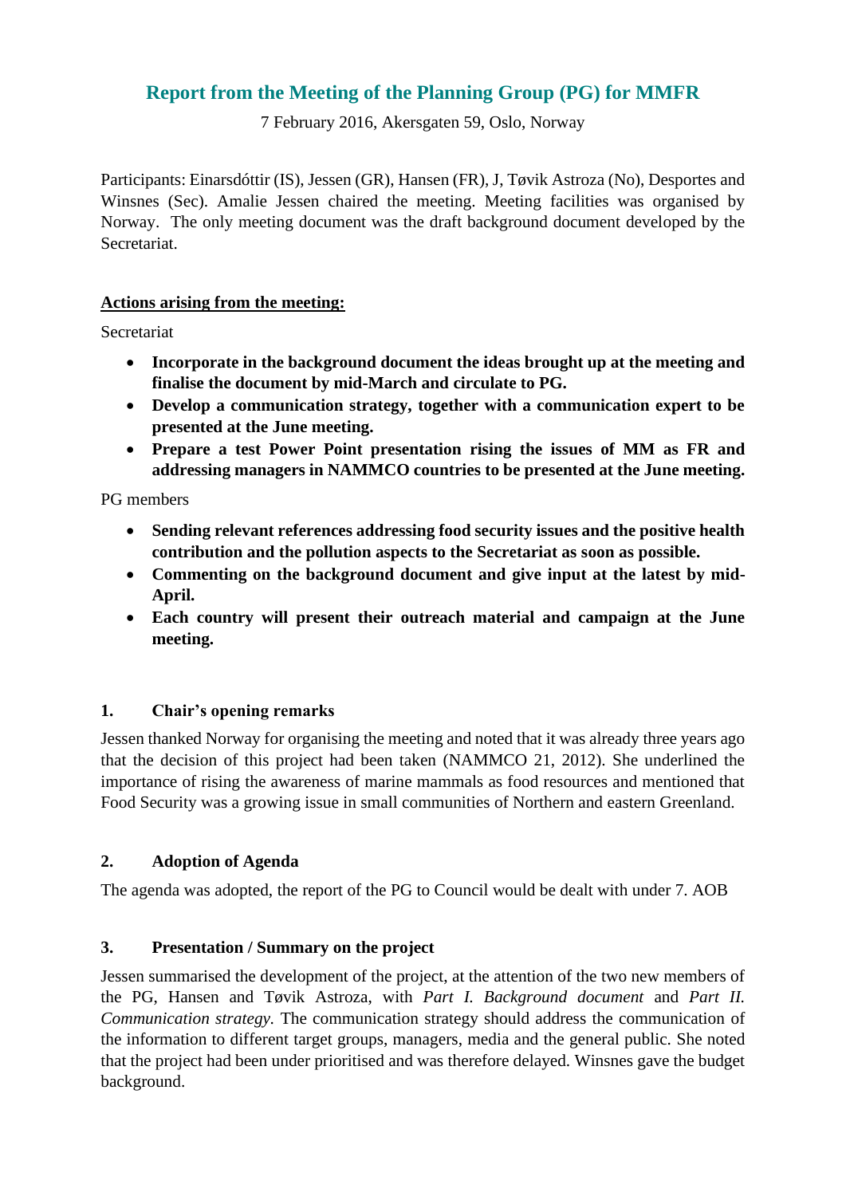# Report from the Meeting of the Planning Group (PG) for MMFR

7 February 2016, Akersgaten 59, Oslo, Norway

Participants: Einarsdóttir (IS), Jessen (GR), Hansen (FR), J, Tøvik Astroza (No), Desportes and Winsnes (Sec). Amalie Jessen chaired the meeting. Meeting facilities was organised by Norway. The only meeting document was the draft background document developed by the Secretariat.

**Actions arising from the meeting:**

Secretariat

- **Incorporate in the background document the ideas brought up at the meeting and finalise the document by mid-March and circulate to PG.**
- **Develop a communication strategy, together with a communication expert to be presented at the June meeting.**
- **Prepare a test Power Point presentation rising the issues of MM as FR and addressing managers in NAMMCO countries to be presented at the June meeting.**

PG members

- **Sending relevant references addressing food security issues and the positive health contribution and the pollution aspects to the Secretariat as soon as possible.**
- **Commenting on the background document and give input at the latest by mid-April.**
- **Each country will present their outreach material and campaign at the June meeting.**

## 1. Chair's opening remarks

Jessen thanked Norway for organising the meeting and noted that it was already three years ago that the decision of this project had been taken (NAMMCO 21, 2012). She underlined the importance of rising the awareness of marine mammals as food resources and mentioned that Food Security was a growing issue in small communities of Northern and eastern Greenland.

## 2. Adoption of Agenda

The agenda was adopted, the report of the PG to Council would be dealt with under 7. AOB

## 3. Presentation / Summary on the project

Jessen summarised the development of the project, at the attention of the two new members of the PG, Hansen and Tøvik Astroza, with *Part I. Background document* and *Part II. Communication strategy.* The communication strategy should address the communication of the information to different target groups, managers, media and the general public. She noted that the project had been under prioritised and was therefore delayed. Winsnes gave the budget background.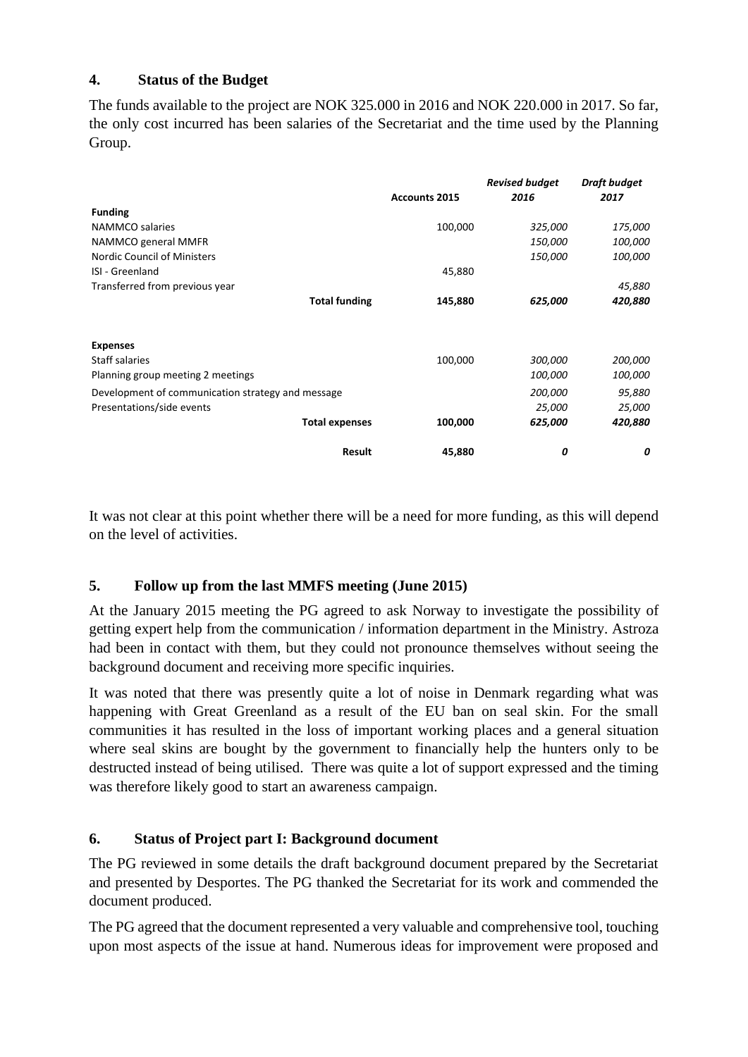## 4. Status of the Budget

The funds available to the project are NOK 325.000 in 2016 and NOK 220.000 in 2017. So far, the only cost incurred has been salaries of the Secretariat and the time used by the Planning Group.

| | Accounts 2015 | *Revised budget 2016* | *Draft budget 2017* |
|---|---|---|---|
| **Funding** | | | |
| NAMMCO salaries | 100,000 | *325,000* | *175,000* |
| NAMMCO general MMFR | | *150,000* | *100,000* |
| Nordic Council of Ministers | | *150,000* | *100,000* |
| ISI - Greenland | 45,880 | | |
| Transferred from previous year | | | *45,880* |
| **Total funding** | **145,880** | ***625,000*** | ***420,880*** |
| | | | |
| **Expenses** | | | |
| Staff salaries | 100,000 | *300,000* | *200,000* |
| Planning group meeting 2 meetings | | *100,000* | *100,000* |
| Development of communication strategy and message | | *200,000* | *95,880* |
| Presentations/side events | | *25,000* | *25,000* |
| **Total expenses** | **100,000** | ***625,000*** | ***420,880*** |
| | | | |
| **Result** | **45,880** | ***0*** | ***0*** |

It was not clear at this point whether there will be a need for more funding, as this will depend on the level of activities.

## 5. Follow up from the last MMFS meeting (June 2015)

At the January 2015 meeting the PG agreed to ask Norway to investigate the possibility of getting expert help from the communication / information department in the Ministry. Astroza had been in contact with them, but they could not pronounce themselves without seeing the background document and receiving more specific inquiries.

It was noted that there was presently quite a lot of noise in Denmark regarding what was happening with Great Greenland as a result of the EU ban on seal skin. For the small communities it has resulted in the loss of important working places and a general situation where seal skins are bought by the government to financially help the hunters only to be destructed instead of being utilised. There was quite a lot of support expressed and the timing was therefore likely good to start an awareness campaign.

## 6. Status of Project part I: Background document

The PG reviewed in some details the draft background document prepared by the Secretariat and presented by Desportes. The PG thanked the Secretariat for its work and commended the document produced.

The PG agreed that the document represented a very valuable and comprehensive tool, touching upon most aspects of the issue at hand. Numerous ideas for improvement were proposed and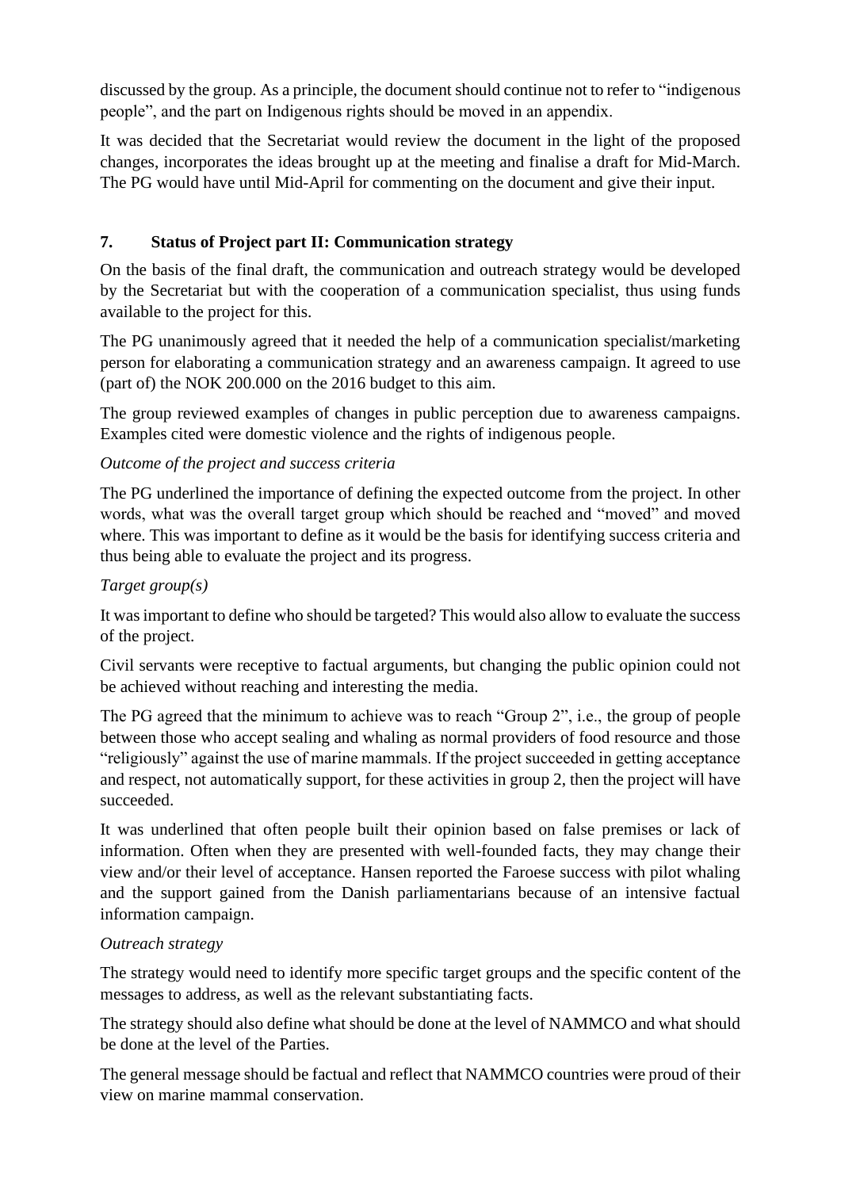discussed by the group. As a principle, the document should continue not to refer to "indigenous people", and the part on Indigenous rights should be moved in an appendix.

It was decided that the Secretariat would review the document in the light of the proposed changes, incorporates the ideas brought up at the meeting and finalise a draft for Mid-March. The PG would have until Mid-April for commenting on the document and give their input.

## 7. Status of Project part II: Communication strategy

On the basis of the final draft, the communication and outreach strategy would be developed by the Secretariat but with the cooperation of a communication specialist, thus using funds available to the project for this.

The PG unanimously agreed that it needed the help of a communication specialist/marketing person for elaborating a communication strategy and an awareness campaign. It agreed to use (part of) the NOK 200.000 on the 2016 budget to this aim.

The group reviewed examples of changes in public perception due to awareness campaigns. Examples cited were domestic violence and the rights of indigenous people.

*Outcome of the project and success criteria*

The PG underlined the importance of defining the expected outcome from the project. In other words, what was the overall target group which should be reached and "moved" and moved where. This was important to define as it would be the basis for identifying success criteria and thus being able to evaluate the project and its progress.

*Target group(s)*

It was important to define who should be targeted? This would also allow to evaluate the success of the project.

Civil servants were receptive to factual arguments, but changing the public opinion could not be achieved without reaching and interesting the media.

The PG agreed that the minimum to achieve was to reach "Group 2", i.e., the group of people between those who accept sealing and whaling as normal providers of food resource and those "religiously" against the use of marine mammals. If the project succeeded in getting acceptance and respect, not automatically support, for these activities in group 2, then the project will have succeeded.

It was underlined that often people built their opinion based on false premises or lack of information. Often when they are presented with well-founded facts, they may change their view and/or their level of acceptance. Hansen reported the Faroese success with pilot whaling and the support gained from the Danish parliamentarians because of an intensive factual information campaign.

*Outreach strategy*

The strategy would need to identify more specific target groups and the specific content of the messages to address, as well as the relevant substantiating facts.

The strategy should also define what should be done at the level of NAMMCO and what should be done at the level of the Parties.

The general message should be factual and reflect that NAMMCO countries were proud of their view on marine mammal conservation.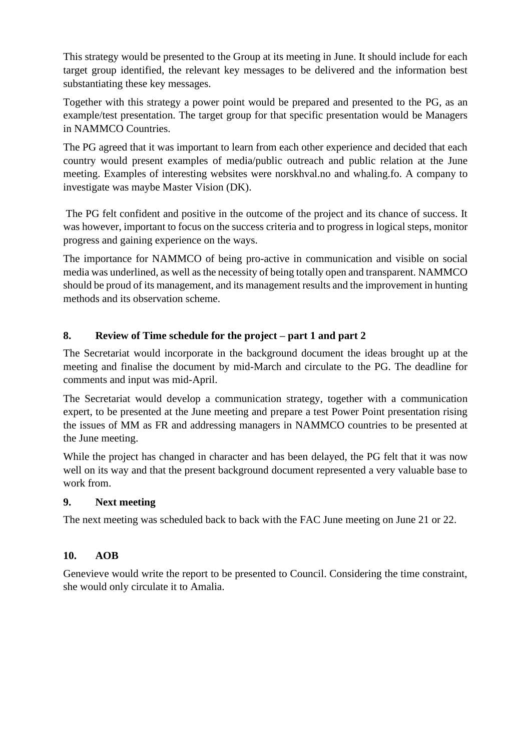This strategy would be presented to the Group at its meeting in June. It should include for each target group identified, the relevant key messages to be delivered and the information best substantiating these key messages.

Together with this strategy a power point would be prepared and presented to the PG, as an example/test presentation. The target group for that specific presentation would be Managers in NAMMCO Countries.

The PG agreed that it was important to learn from each other experience and decided that each country would present examples of media/public outreach and public relation at the June meeting. Examples of interesting websites were norskhval.no and whaling.fo. A company to investigate was maybe Master Vision (DK).

The PG felt confident and positive in the outcome of the project and its chance of success. It was however, important to focus on the success criteria and to progress in logical steps, monitor progress and gaining experience on the ways.

The importance for NAMMCO of being pro-active in communication and visible on social media was underlined, as well as the necessity of being totally open and transparent. NAMMCO should be proud of its management, and its management results and the improvement in hunting methods and its observation scheme.

### 8. Review of Time schedule for the project – part 1 and part 2

The Secretariat would incorporate in the background document the ideas brought up at the meeting and finalise the document by mid-March and circulate to the PG. The deadline for comments and input was mid-April.

The Secretariat would develop a communication strategy, together with a communication expert, to be presented at the June meeting and prepare a test Power Point presentation rising the issues of MM as FR and addressing managers in NAMMCO countries to be presented at the June meeting.

While the project has changed in character and has been delayed, the PG felt that it was now well on its way and that the present background document represented a very valuable base to work from.

### 9. Next meeting

The next meeting was scheduled back to back with the FAC June meeting on June 21 or 22.

### 10. AOB

Genevieve would write the report to be presented to Council. Considering the time constraint, she would only circulate it to Amalia.